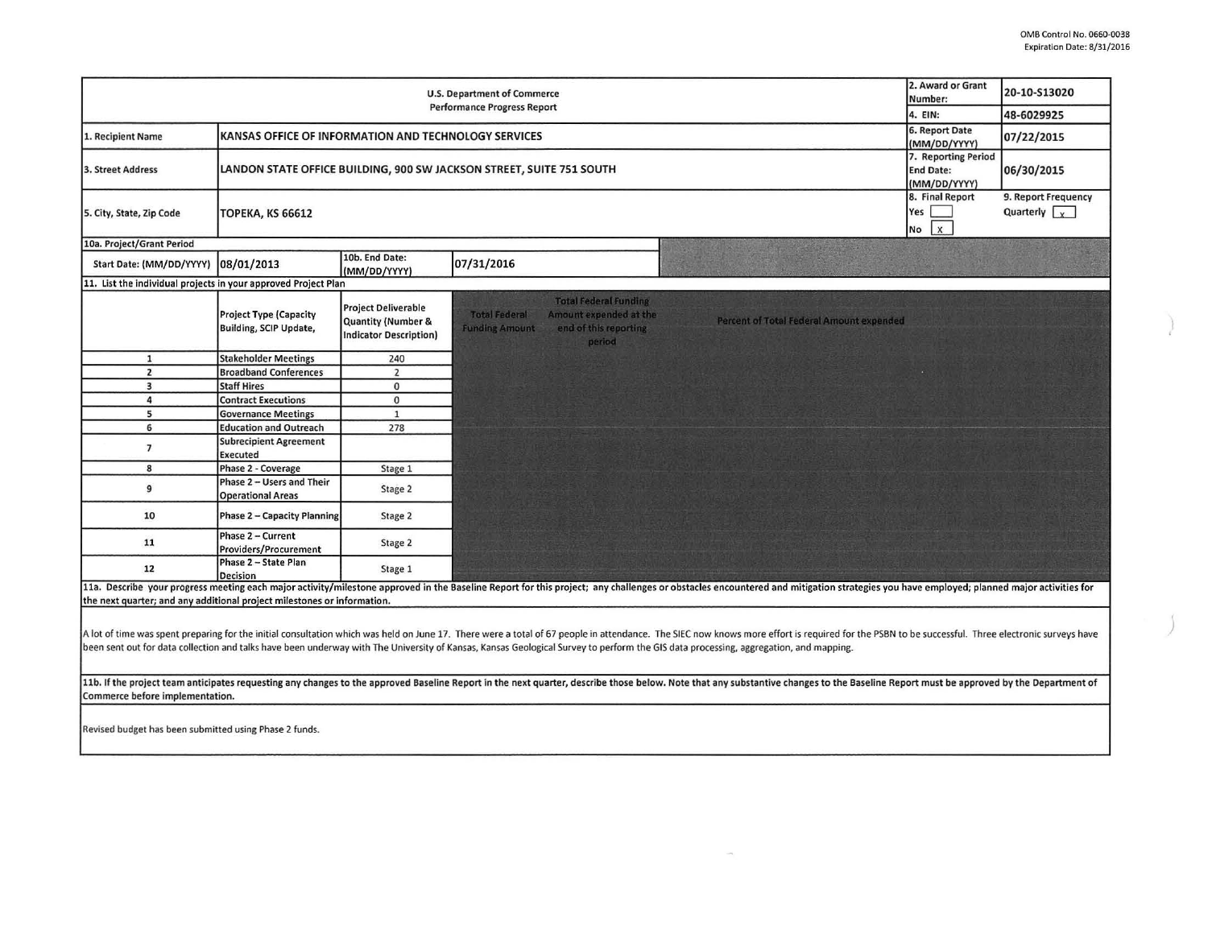OMB Control No. 0660-0038
Expiration Date: 8/31/2016

| U.S. Department of Commerce Performance Progress Report | | 2. Award or Grant Number: | 20-10-S13020 |
|---|---|---|---|
| | | 4. EIN: | 48-6029925 |
| 1. Recipient Name | KANSAS OFFICE OF INFORMATION AND TECHNOLOGY SERVICES | 6. Report Date (MM/DD/YYYY) | 07/22/2015 |
| 3. Street Address | LANDON STATE OFFICE BUILDING, 900 SW JACKSON STREET, SUITE 751 SOUTH | 7. Reporting Period End Date: (MM/DD/YYYY) | 06/30/2015 |
| 5. City, State, Zip Code | TOPEKA, KS 66612 | 8. Final Report Yes [ ] No [x] | 9. Report Frequency Quarterly [x] |

**10a. Project/Grant Period**

| Start Date: (MM/DD/YYYY) | 08/01/2013 | 10b. End Date: (MM/DD/YYYY) | 07/31/2016 |
|---|---|---|---|

**11. List the individual projects in your approved Project Plan**

| | Project Type (Capacity Building, SCIP Update, | Project Deliverable Quantity (Number & Indicator Description) | Total Federal Funding Amount | Total Federal Funding Amount expended at the end of this reporting period | Percent of Total Federal Amount expended |
|---|---|---|---|---|---|
| 1 | Stakeholder Meetings | 240 | | | |
| 2 | Broadband Conferences | 2 | | | |
| 3 | Staff Hires | 0 | | | |
| 4 | Contract Executions | 0 | | | |
| 5 | Governance Meetings | 1 | | | |
| 6 | Education and Outreach | 278 | | | |
| 7 | Subrecipient Agreement Executed | | | | |
| 8 | Phase 2 - Coverage | Stage 1 | | | |
| 9 | Phase 2 – Users and Their Operational Areas | Stage 2 | | | |
| 10 | Phase 2 – Capacity Planning | Stage 2 | | | |
| 11 | Phase 2 – Current Providers/Procurement | Stage 2 | | | |
| 12 | Phase 2 – State Plan Decision | Stage 1 | | | |

**11a. Describe your progress meeting each major activity/milestone approved in the Baseline Report for this project; any challenges or obstacles encountered and mitigation strategies you have employed; planned major activities for the next quarter; and any additional project milestones or information.**

A lot of time was spent preparing for the initial consultation which was held on June 17. There were a total of 67 people in attendance. The SIEC now knows more effort is required for the PSBN to be successful. Three electronic surveys have been sent out for data collection and talks have been underway with The University of Kansas, Kansas Geological Survey to perform the GIS data processing, aggregation, and mapping.

**11b. If the project team anticipates requesting any changes to the approved Baseline Report in the next quarter, describe those below. Note that any substantive changes to the Baseline Report must be approved by the Department of Commerce before implementation.**

Revised budget has been submitted using Phase 2 funds.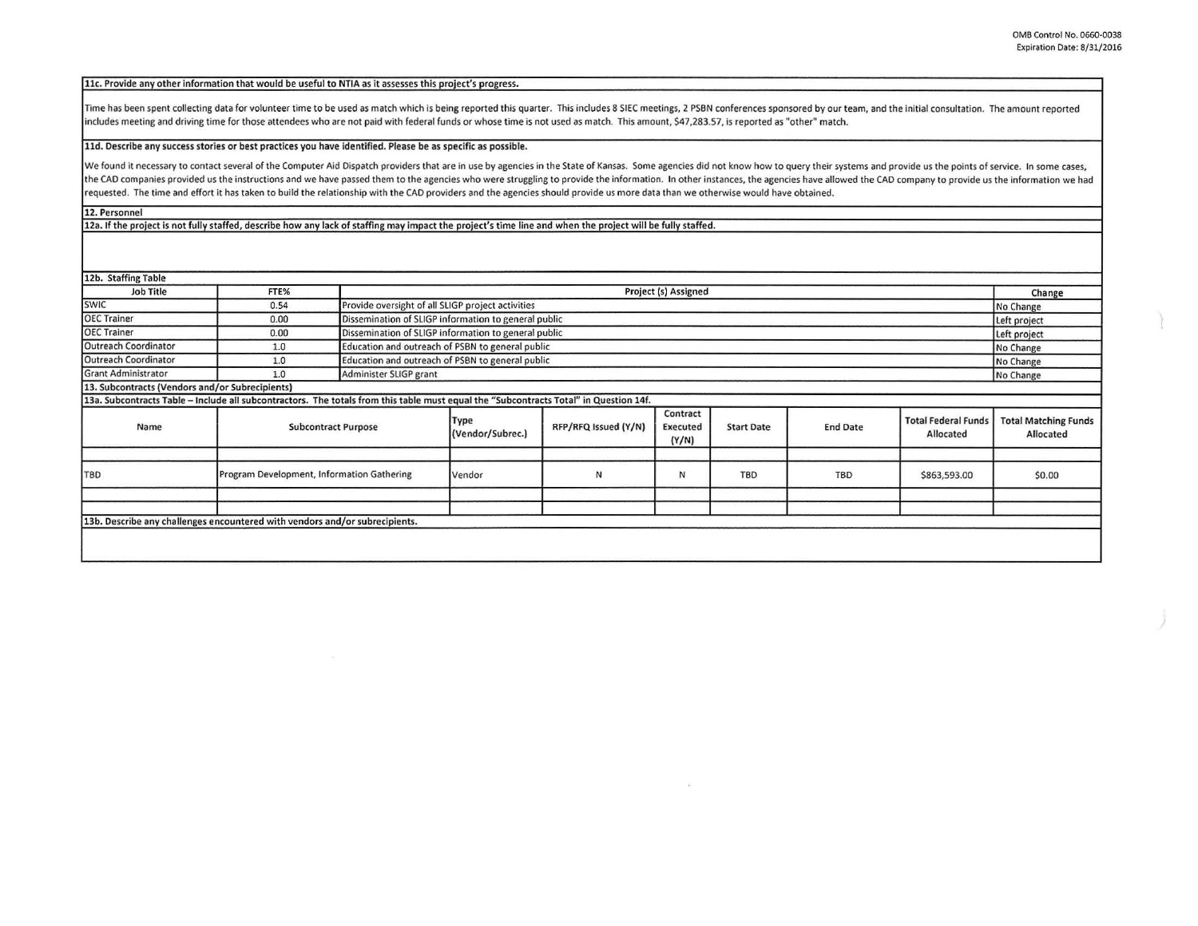OMB Control No. 0660-0038
Expiration Date: 8/31/2016

**11c. Provide any other information that would be useful to NTIA as it assesses this project's progress.**

Time has been spent collecting data for volunteer time to be used as match which is being reported this quarter. This includes 8 SIEC meetings, 2 PSBN conferences sponsored by our team, and the initial consultation. The amount reported includes meeting and driving time for those attendees who are not paid with federal funds or whose time is not used as match. This amount, $47,283.57, is reported as "other" match.

**11d. Describe any success stories or best practices you have identified. Please be as specific as possible.**

We found it necessary to contact several of the Computer Aid Dispatch providers that are in use by agencies in the State of Kansas. Some agencies did not know how to query their systems and provide us the points of service. In some cases, the CAD companies provided us the instructions and we have passed them to the agencies who were struggling to provide the information. In other instances, the agencies have allowed the CAD company to provide us the information we had requested. The time and effort it has taken to build the relationship with the CAD providers and the agencies should provide us more data than we otherwise would have obtained.

**12. Personnel**

**12a. If the project is not fully staffed, describe how any lack of staffing may impact the project's time line and when the project will be fully staffed.**

**12b. Staffing Table**

| Job Title | FTE% | Project (s) Assigned | Change |
|---|---|---|---|
| SWIC | 0.54 | Provide oversight of all SLIGP project activities | No Change |
| OEC Trainer | 0.00 | Dissemination of SLIGP information to general public | Left project |
| OEC Trainer | 0.00 | Dissemination of SLIGP information to general public | Left project |
| Outreach Coordinator | 1.0 | Education and outreach of PSBN to general public | No Change |
| Outreach Coordinator | 1.0 | Education and outreach of PSBN to general public | No Change |
| Grant Administrator | 1.0 | Administer SLIGP grant | No Change |

**13. Subcontracts (Vendors and/or Subrecipients)**

**13a. Subcontracts Table – Include all subcontractors. The totals from this table must equal the "Subcontracts Total" in Question 14f.**

| Name | Subcontract Purpose | Type (Vendor/Subrec.) | RFP/RFQ Issued (Y/N) | Contract Executed (Y/N) | Start Date | End Date | Total Federal Funds Allocated | Total Matching Funds Allocated |
|---|---|---|---|---|---|---|---|---|
| | | | | | | | | |
| TBD | Program Development, Information Gathering | Vendor | N | N | TBD | TBD | $863,593.00 | $0.00 |
| | | | | | | | | |
| | | | | | | | | |

**13b. Describe any challenges encountered with vendors and/or subrecipients.**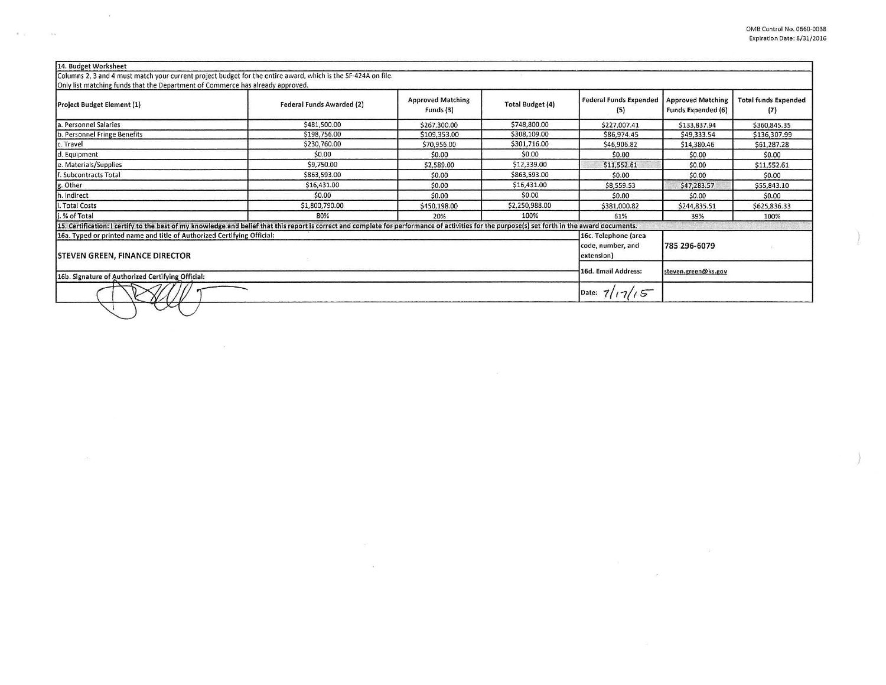OMB Control No. 0660-0038
Expiration Date: 8/31/2016

## 14. Budget Worksheet

Columns 2, 3 and 4 must match your current project budget for the entire award, which is the SF-424A on file.
Only list matching funds that the Department of Commerce has already approved.

| Project Budget Element (1) | Federal Funds Awarded (2) | Approved Matching Funds (3) | Total Budget (4) | Federal Funds Expended (5) | Approved Matching Funds Expended (6) | Total funds Expended (7) |
|---|---|---|---|---|---|---|
| a. Personnel Salaries | $481,500.00 | $267,300.00 | $748,800.00 | $227,007.41 | $133,837.94 | $360,845.35 |
| b. Personnel Fringe Benefits | $198,756.00 | $109,353.00 | $308,109.00 | $86,974.45 | $49,333.54 | $136,307.99 |
| c. Travel | $230,760.00 | $70,956.00 | $301,716.00 | $46,906.82 | $14,380.46 | $61,287.28 |
| d. Equipment | $0.00 | $0.00 | $0.00 | $0.00 | $0.00 | $0.00 |
| e. Materials/Supplies | $9,750.00 | $2,589.00 | $12,339.00 | $11,552.61 | $0.00 | $11,552.61 |
| f. Subcontracts Total | $863,593.00 | $0.00 | $863,593.00 | $0.00 | $0.00 | $0.00 |
| g. Other | $16,431.00 | $0.00 | $16,431.00 | $8,559.53 | $47,283.57 | $55,843.10 |
| h. Indirect | $0.00 | $0.00 | $0.00 | $0.00 | $0.00 | $0.00 |
| i. Total Costs | $1,800,790.00 | $450,198.00 | $2,250,988.00 | $381,000.82 | $244,835.51 | $625,836.33 |
| j. % of Total | 80% | 20% | 100% | 61% | 39% | 100% |

15. Certification: I certify to the best of my knowledge and belief that this report is correct and complete for performance of activities for the purpose(s) set forth in the award documents.

| | | |
|---|---|---|
| 16a. Typed or printed name and title of Authorized Certifying Official: STEVEN GREEN, FINANCE DIRECTOR | 16c. Telephone (area code, number, and extension) | 785 296-6079 |
| 16b. Signature of Authorized Certifying Official: | 16d. Email Address: | steven.green@ks.gov |
| [signature] | Date: 7/17/15 | |